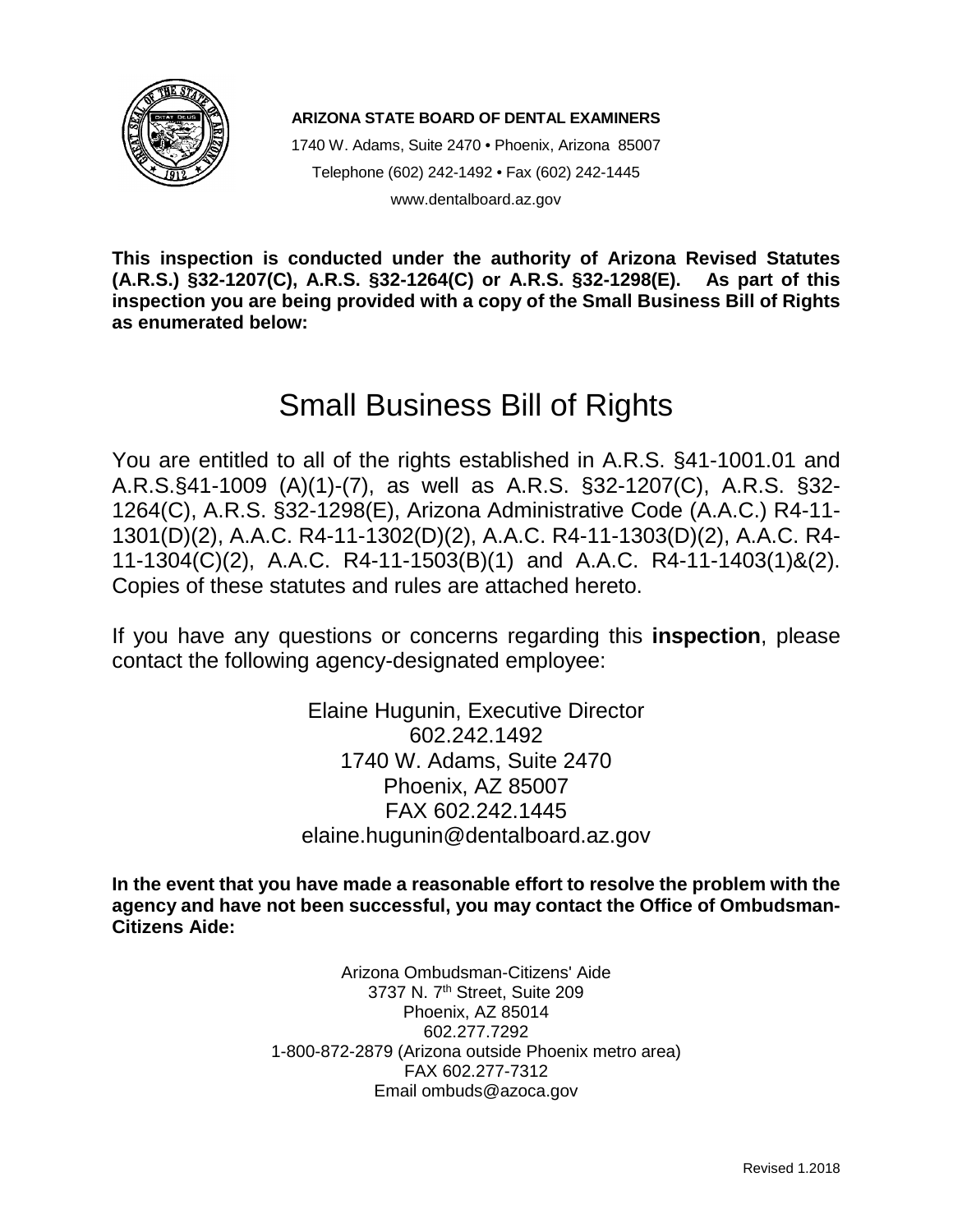**ARIZONA STATE BOARD OF DENTAL EXAMINERS**

1740 W. Adams, Suite 2470 • Phoenix, Arizona 85007

Telephone (602) 242-1492 • Fax (602) 242-1445

www.dentalboard.az.gov

**This inspection is conducted under the authority of Arizona Revised Statutes (A.R.S.) §32-1207(C), A.R.S. §32-1264(C) or A.R.S. §32-1298(E). As part of this inspection you are being provided with a copy of the Small Business Bill of Rights as enumerated below:**

# Small Business Bill of Rights

You are entitled to all of the rights established in A.R.S. §41-1001.01 and A.R.S.§41-1009 (A)(1)-(7), as well as A.R.S. §32-1207(C), A.R.S. §32-1264(C), A.R.S. §32-1298(E), Arizona Administrative Code (A.A.C.) R4-11-1301(D)(2), A.A.C. R4-11-1302(D)(2), A.A.C. R4-11-1303(D)(2), A.A.C. R4-11-1304(C)(2), A.A.C. R4-11-1503(B)(1) and A.A.C. R4-11-1403(1)&(2). Copies of these statutes and rules are attached hereto.

If you have any questions or concerns regarding this **inspection**, please contact the following agency-designated employee:

Elaine Hugunin, Executive Director
602.242.1492
1740 W. Adams, Suite 2470
Phoenix, AZ 85007
FAX 602.242.1445
elaine.hugunin@dentalboard.az.gov

**In the event that you have made a reasonable effort to resolve the problem with the agency and have not been successful, you may contact the Office of Ombudsman-Citizens Aide:**

Arizona Ombudsman-Citizens' Aide
3737 N. 7th Street, Suite 209
Phoenix, AZ 85014
602.277.7292
1-800-872-2879 (Arizona outside Phoenix metro area)
FAX 602.277-7312
Email ombuds@azoca.gov

Revised 1.2018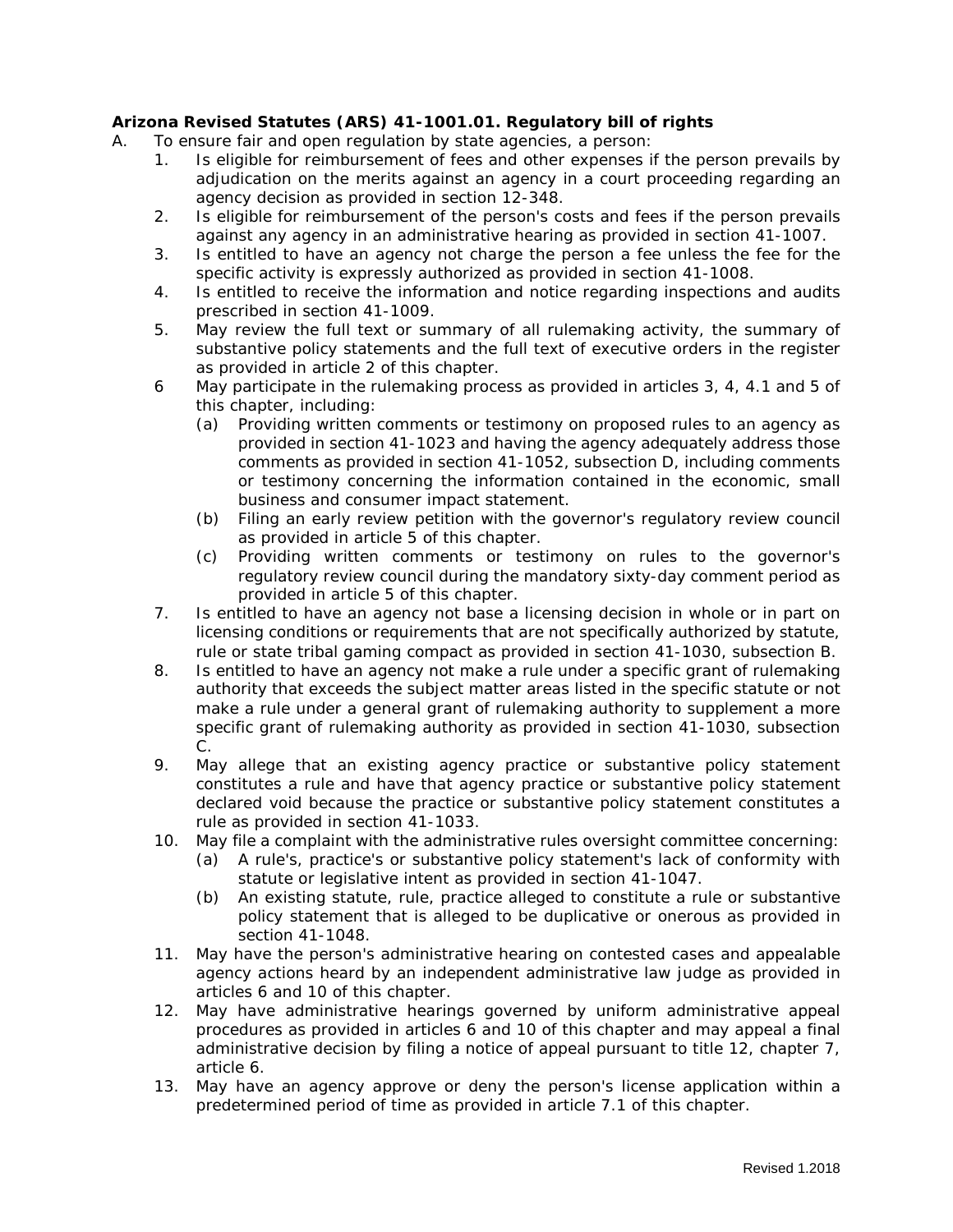**Arizona Revised Statutes (ARS) 41-1001.01. Regulatory bill of rights**

A. To ensure fair and open regulation by state agencies, a person:

1. Is eligible for reimbursement of fees and other expenses if the person prevails by adjudication on the merits against an agency in a court proceeding regarding an agency decision as provided in section 12-348.
2. Is eligible for reimbursement of the person's costs and fees if the person prevails against any agency in an administrative hearing as provided in section 41-1007.
3. Is entitled to have an agency not charge the person a fee unless the fee for the specific activity is expressly authorized as provided in section 41-1008.
4. Is entitled to receive the information and notice regarding inspections and audits prescribed in section 41-1009.
5. May review the full text or summary of all rulemaking activity, the summary of substantive policy statements and the full text of executive orders in the register as provided in article 2 of this chapter.
6. May participate in the rulemaking process as provided in articles 3, 4, 4.1 and 5 of this chapter, including:
   (a) Providing written comments or testimony on proposed rules to an agency as provided in section 41-1023 and having the agency adequately address those comments as provided in section 41-1052, subsection D, including comments or testimony concerning the information contained in the economic, small business and consumer impact statement.
   (b) Filing an early review petition with the governor's regulatory review council as provided in article 5 of this chapter.
   (c) Providing written comments or testimony on rules to the governor's regulatory review council during the mandatory sixty-day comment period as provided in article 5 of this chapter.
7. Is entitled to have an agency not base a licensing decision in whole or in part on licensing conditions or requirements that are not specifically authorized by statute, rule or state tribal gaming compact as provided in section 41-1030, subsection B.
8. Is entitled to have an agency not make a rule under a specific grant of rulemaking authority that exceeds the subject matter areas listed in the specific statute or not make a rule under a general grant of rulemaking authority to supplement a more specific grant of rulemaking authority as provided in section 41-1030, subsection C.
9. May allege that an existing agency practice or substantive policy statement constitutes a rule and have that agency practice or substantive policy statement declared void because the practice or substantive policy statement constitutes a rule as provided in section 41-1033.
10. May file a complaint with the administrative rules oversight committee concerning:
    (a) A rule's, practice's or substantive policy statement's lack of conformity with statute or legislative intent as provided in section 41-1047.
    (b) An existing statute, rule, practice alleged to constitute a rule or substantive policy statement that is alleged to be duplicative or onerous as provided in section 41-1048.
11. May have the person's administrative hearing on contested cases and appealable agency actions heard by an independent administrative law judge as provided in articles 6 and 10 of this chapter.
12. May have administrative hearings governed by uniform administrative appeal procedures as provided in articles 6 and 10 of this chapter and may appeal a final administrative decision by filing a notice of appeal pursuant to title 12, chapter 7, article 6.
13. May have an agency approve or deny the person's license application within a predetermined period of time as provided in article 7.1 of this chapter.

Revised 1.2018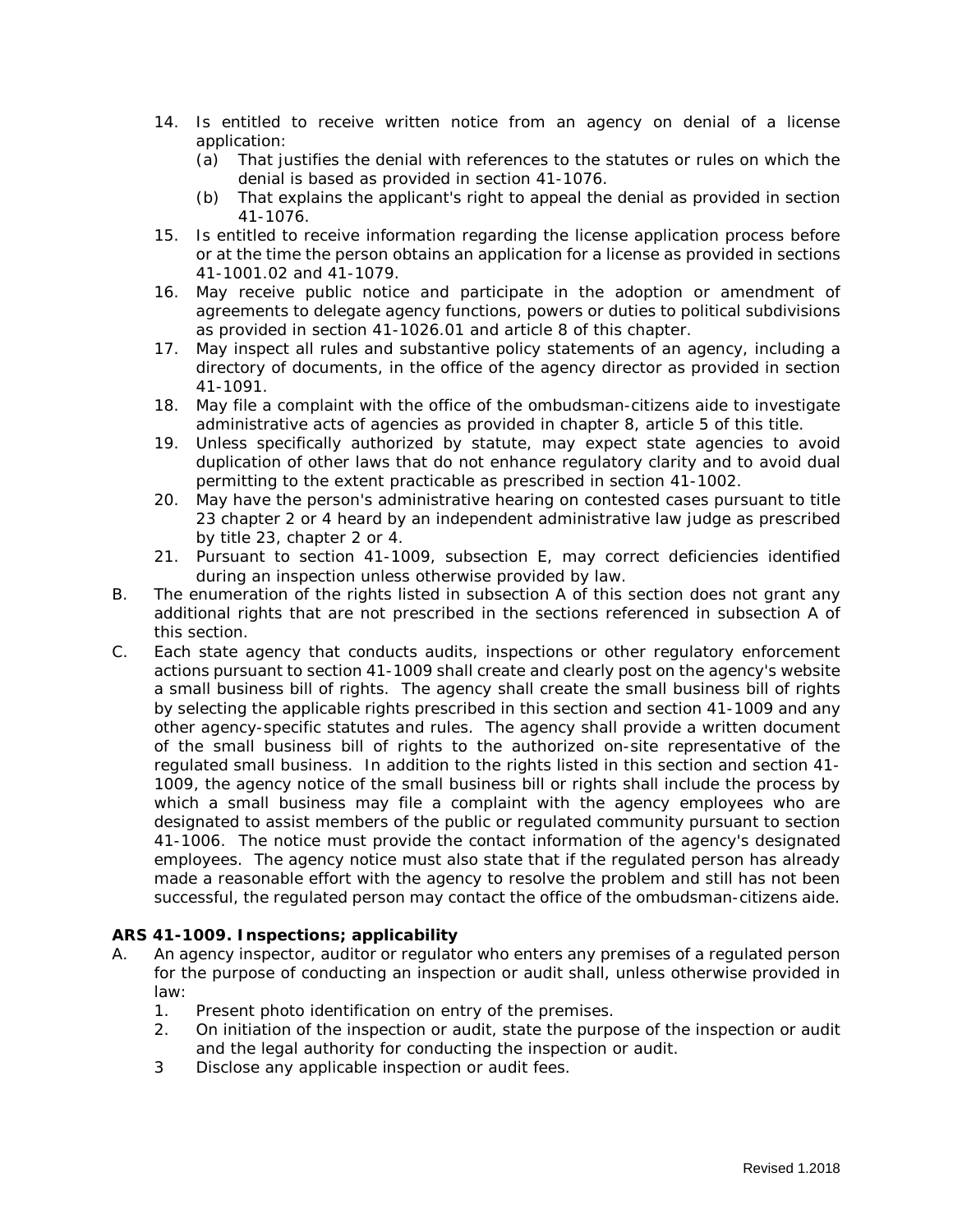14. Is entitled to receive written notice from an agency on denial of a license application:
    (a) That justifies the denial with references to the statutes or rules on which the denial is based as provided in section 41-1076.
    (b) That explains the applicant's right to appeal the denial as provided in section 41-1076.
15. Is entitled to receive information regarding the license application process before or at the time the person obtains an application for a license as provided in sections 41-1001.02 and 41-1079.
16. May receive public notice and participate in the adoption or amendment of agreements to delegate agency functions, powers or duties to political subdivisions as provided in section 41-1026.01 and article 8 of this chapter.
17. May inspect all rules and substantive policy statements of an agency, including a directory of documents, in the office of the agency director as provided in section 41-1091.
18. May file a complaint with the office of the ombudsman-citizens aide to investigate administrative acts of agencies as provided in chapter 8, article 5 of this title.
19. Unless specifically authorized by statute, may expect state agencies to avoid duplication of other laws that do not enhance regulatory clarity and to avoid dual permitting to the extent practicable as prescribed in section 41-1002.
20. May have the person's administrative hearing on contested cases pursuant to title 23 chapter 2 or 4 heard by an independent administrative law judge as prescribed by title 23, chapter 2 or 4.
21. Pursuant to section 41-1009, subsection E, may correct deficiencies identified during an inspection unless otherwise provided by law.

B. The enumeration of the rights listed in subsection A of this section does not grant any additional rights that are not prescribed in the sections referenced in subsection A of this section.

C. Each state agency that conducts audits, inspections or other regulatory enforcement actions pursuant to section 41-1009 shall create and clearly post on the agency's website a small business bill of rights. The agency shall create the small business bill of rights by selecting the applicable rights prescribed in this section and section 41-1009 and any other agency-specific statutes and rules. The agency shall provide a written document of the small business bill of rights to the authorized on-site representative of the regulated small business. In addition to the rights listed in this section and section 41-1009, the agency notice of the small business bill or rights shall include the process by which a small business may file a complaint with the agency employees who are designated to assist members of the public or regulated community pursuant to section 41-1006. The notice must provide the contact information of the agency's designated employees. The agency notice must also state that if the regulated person has already made a reasonable effort with the agency to resolve the problem and still has not been successful, the regulated person may contact the office of the ombudsman-citizens aide.

**ARS 41-1009. Inspections; applicability**

A. An agency inspector, auditor or regulator who enters any premises of a regulated person for the purpose of conducting an inspection or audit shall, unless otherwise provided in law:
1. Present photo identification on entry of the premises.
2. On initiation of the inspection or audit, state the purpose of the inspection or audit and the legal authority for conducting the inspection or audit.
3. Disclose any applicable inspection or audit fees.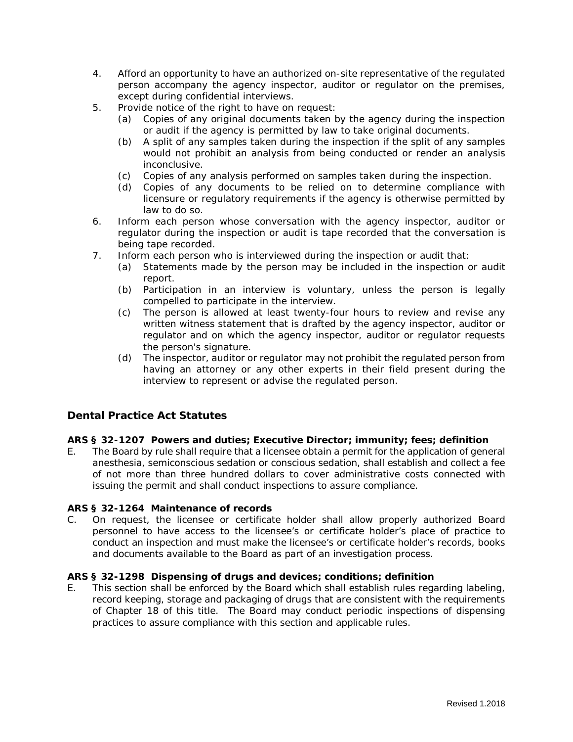4. Afford an opportunity to have an authorized on-site representative of the regulated person accompany the agency inspector, auditor or regulator on the premises, except during confidential interviews.
5. Provide notice of the right to have on request:
   - (a) Copies of any original documents taken by the agency during the inspection or audit if the agency is permitted by law to take original documents.
   - (b) A split of any samples taken during the inspection if the split of any samples would not prohibit an analysis from being conducted or render an analysis inconclusive.
   - (c) Copies of any analysis performed on samples taken during the inspection.
   - (d) Copies of any documents to be relied on to determine compliance with licensure or regulatory requirements if the agency is otherwise permitted by law to do so.
6. Inform each person whose conversation with the agency inspector, auditor or regulator during the inspection or audit is tape recorded that the conversation is being tape recorded.
7. Inform each person who is interviewed during the inspection or audit that:
   - (a) Statements made by the person may be included in the inspection or audit report.
   - (b) Participation in an interview is voluntary, unless the person is legally compelled to participate in the interview.
   - (c) The person is allowed at least twenty-four hours to review and revise any written witness statement that is drafted by the agency inspector, auditor or regulator and on which the agency inspector, auditor or regulator requests the person's signature.
   - (d) The inspector, auditor or regulator may not prohibit the regulated person from having an attorney or any other experts in their field present during the interview to represent or advise the regulated person.

## Dental Practice Act Statutes

**ARS § 32-1207 Powers and duties; Executive Director; immunity; fees; definition**

E. The Board by rule shall require that a licensee obtain a permit for the application of general anesthesia, semiconscious sedation or conscious sedation, shall establish and collect a fee of not more than three hundred dollars to cover administrative costs connected with issuing the permit and shall conduct inspections to assure compliance.

**ARS § 32-1264 Maintenance of records**

C. On request, the licensee or certificate holder shall allow properly authorized Board personnel to have access to the licensee's or certificate holder's place of practice to conduct an inspection and must make the licensee's or certificate holder's records, books and documents available to the Board as part of an investigation process.

**ARS § 32-1298 Dispensing of drugs and devices; conditions; definition**

E. This section shall be enforced by the Board which shall establish rules regarding labeling, record keeping, storage and packaging of drugs that are consistent with the requirements of Chapter 18 of this title. The Board may conduct periodic inspections of dispensing practices to assure compliance with this section and applicable rules.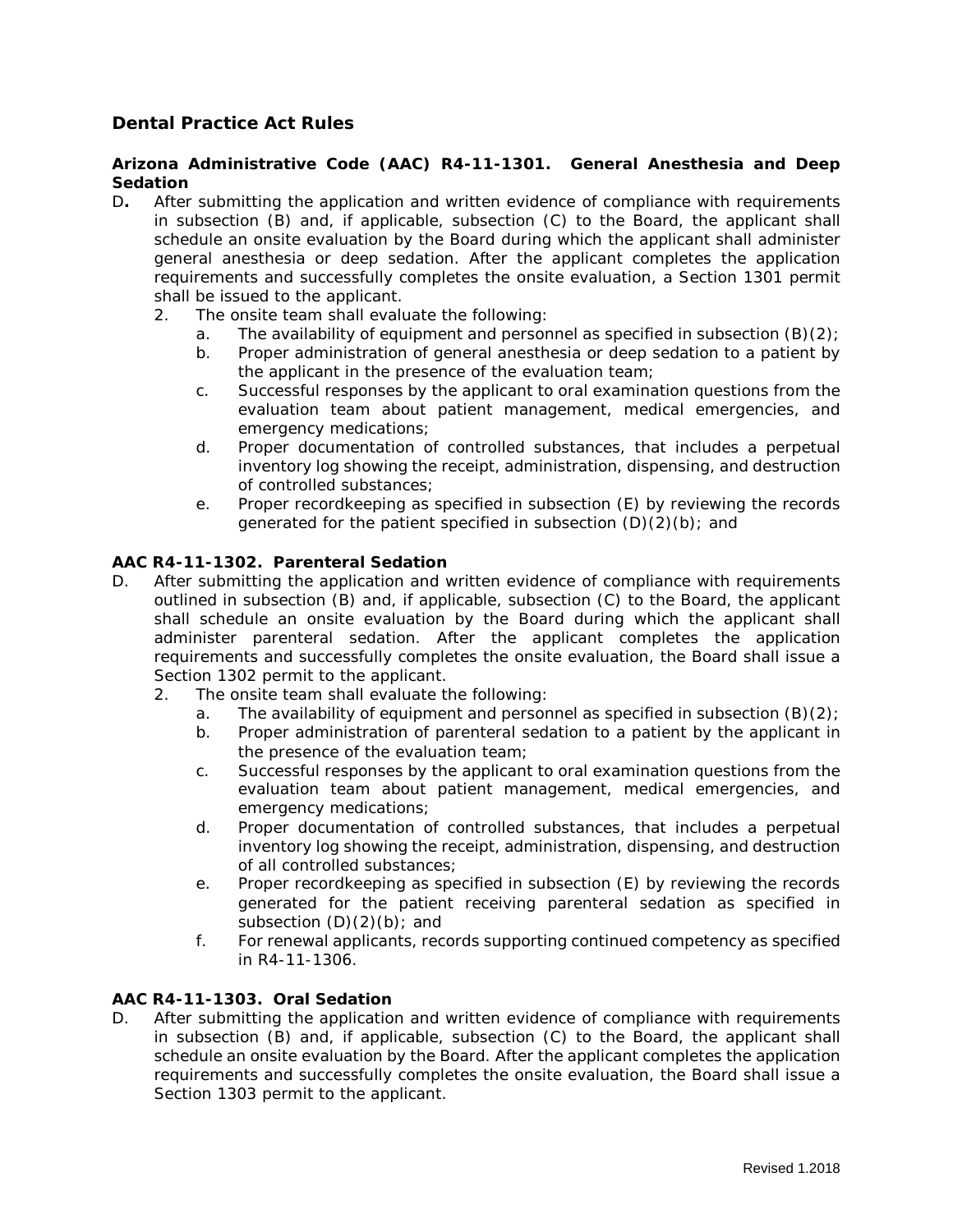## Dental Practice Act Rules

### Arizona Administrative Code (AAC) R4-11-1301. General Anesthesia and Deep Sedation

D**.** After submitting the application and written evidence of compliance with requirements in subsection (B) and, if applicable, subsection (C) to the Board, the applicant shall schedule an onsite evaluation by the Board during which the applicant shall administer general anesthesia or deep sedation. After the applicant completes the application requirements and successfully completes the onsite evaluation, a Section 1301 permit shall be issued to the applicant.

2. The onsite team shall evaluate the following:
   a. The availability of equipment and personnel as specified in subsection (B)(2);
   b. Proper administration of general anesthesia or deep sedation to a patient by the applicant in the presence of the evaluation team;
   c. Successful responses by the applicant to oral examination questions from the evaluation team about patient management, medical emergencies, and emergency medications;
   d. Proper documentation of controlled substances, that includes a perpetual inventory log showing the receipt, administration, dispensing, and destruction of controlled substances;
   e. Proper recordkeeping as specified in subsection (E) by reviewing the records generated for the patient specified in subsection (D)(2)(b); and

### AAC R4-11-1302. Parenteral Sedation

D. After submitting the application and written evidence of compliance with requirements outlined in subsection (B) and, if applicable, subsection (C) to the Board, the applicant shall schedule an onsite evaluation by the Board during which the applicant shall administer parenteral sedation. After the applicant completes the application requirements and successfully completes the onsite evaluation, the Board shall issue a Section 1302 permit to the applicant.

2. The onsite team shall evaluate the following:
   a. The availability of equipment and personnel as specified in subsection (B)(2);
   b. Proper administration of parenteral sedation to a patient by the applicant in the presence of the evaluation team;
   c. Successful responses by the applicant to oral examination questions from the evaluation team about patient management, medical emergencies, and emergency medications;
   d. Proper documentation of controlled substances, that includes a perpetual inventory log showing the receipt, administration, dispensing, and destruction of all controlled substances;
   e. Proper recordkeeping as specified in subsection (E) by reviewing the records generated for the patient receiving parenteral sedation as specified in subsection (D)(2)(b); and
   f. For renewal applicants, records supporting continued competency as specified in R4-11-1306.

### AAC R4-11-1303. Oral Sedation

D. After submitting the application and written evidence of compliance with requirements in subsection (B) and, if applicable, subsection (C) to the Board, the applicant shall schedule an onsite evaluation by the Board. After the applicant completes the application requirements and successfully completes the onsite evaluation, the Board shall issue a Section 1303 permit to the applicant.

Revised 1.2018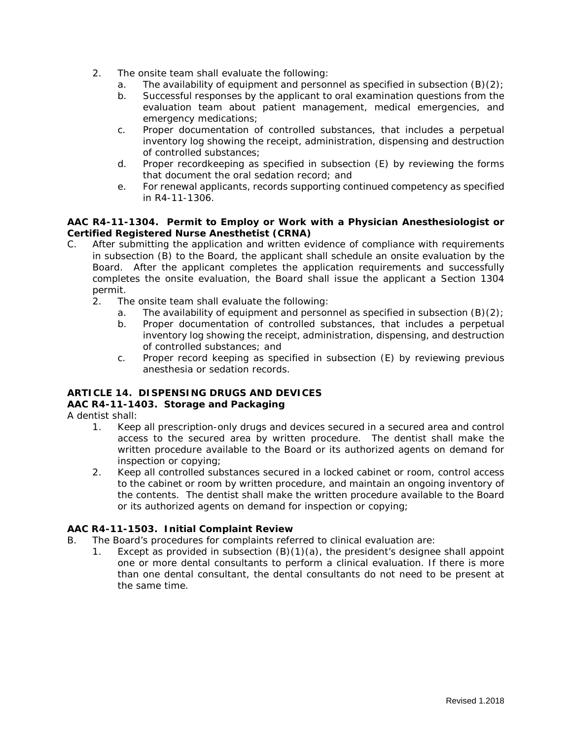2. The onsite team shall evaluate the following:
   a. The availability of equipment and personnel as specified in subsection (B)(2);
   b. Successful responses by the applicant to oral examination questions from the evaluation team about patient management, medical emergencies, and emergency medications;
   c. Proper documentation of controlled substances, that includes a perpetual inventory log showing the receipt, administration, dispensing and destruction of controlled substances;
   d. Proper recordkeeping as specified in subsection (E) by reviewing the forms that document the oral sedation record; and
   e. For renewal applicants, records supporting continued competency as specified in R4-11-1306.

**AAC R4-11-1304. Permit to Employ or Work with a Physician Anesthesiologist or Certified Registered Nurse Anesthetist (CRNA)**

C. After submitting the application and written evidence of compliance with requirements in subsection (B) to the Board, the applicant shall schedule an onsite evaluation by the Board. After the applicant completes the application requirements and successfully completes the onsite evaluation, the Board shall issue the applicant a Section 1304 permit.
   2. The onsite team shall evaluate the following:
      a. The availability of equipment and personnel as specified in subsection (B)(2);
      b. Proper documentation of controlled substances, that includes a perpetual inventory log showing the receipt, administration, dispensing, and destruction of controlled substances; and
      c. Proper record keeping as specified in subsection (E) by reviewing previous anesthesia or sedation records.

**ARTICLE 14. DISPENSING DRUGS AND DEVICES**

**AAC R4-11-1403. Storage and Packaging**

A dentist shall:

1. Keep all prescription-only drugs and devices secured in a secured area and control access to the secured area by written procedure. The dentist shall make the written procedure available to the Board or its authorized agents on demand for inspection or copying;
2. Keep all controlled substances secured in a locked cabinet or room, control access to the cabinet or room by written procedure, and maintain an ongoing inventory of the contents. The dentist shall make the written procedure available to the Board or its authorized agents on demand for inspection or copying;

**AAC R4-11-1503. Initial Complaint Review**

B. The Board's procedures for complaints referred to clinical evaluation are:
   1. Except as provided in subsection (B)(1)(a), the president's designee shall appoint one or more dental consultants to perform a clinical evaluation. If there is more than one dental consultant, the dental consultants do not need to be present at the same time.

Revised 1.2018